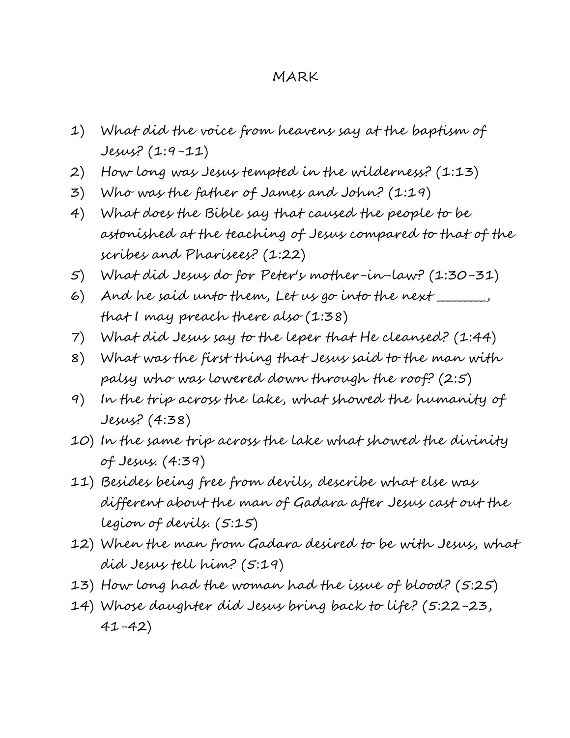# MARK

1) What did the voice from heavens say at the baptism of Jesus? (1:9-11)
2) How long was Jesus tempted in the wilderness? (1:13)
3) Who was the father of James and John? (1:19)
4) What does the Bible say that caused the people to be astonished at the teaching of Jesus compared to that of the scribes and Pharisees? (1:22)
5) What did Jesus do for Peter's mother-in-law? (1:30-31)
6) And he said unto them, Let us go into the next _______, that I may preach there also (1:38)
7) What did Jesus say to the leper that He cleansed? (1:44)
8) What was the first thing that Jesus said to the man with palsy who was lowered down through the roof? (2:5)
9) In the trip across the lake, what showed the humanity of Jesus? (4:38)
10) In the same trip across the lake what showed the divinity of Jesus. (4:39)
11) Besides being free from devils, describe what else was different about the man of Gadara after Jesus cast out the legion of devils. (5:15)
12) When the man from Gadara desired to be with Jesus, what did Jesus tell him? (5:19)
13) How long had the woman had the issue of blood? (5:25)
14) Whose daughter did Jesus bring back to life? (5:22-23, 41-42)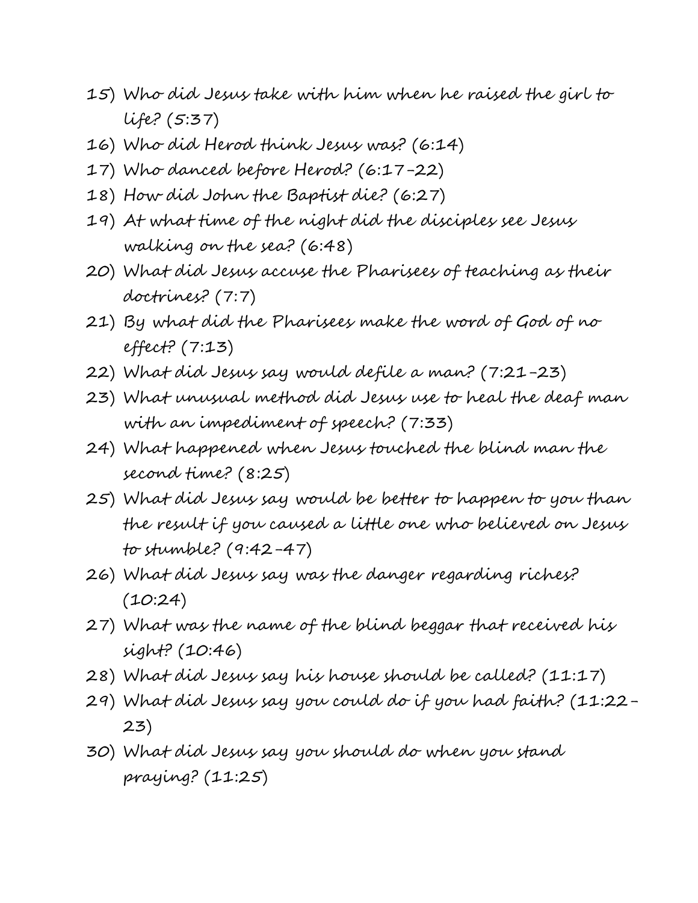15) Who did Jesus take with him when he raised the girl to life? (5:37)
16) Who did Herod think Jesus was? (6:14)
17) Who danced before Herod? (6:17-22)
18) How did John the Baptist die? (6:27)
19) At what time of the night did the disciples see Jesus walking on the sea? (6:48)
20) What did Jesus accuse the Pharisees of teaching as their doctrines? (7:7)
21) By what did the Pharisees make the word of God of no effect? (7:13)
22) What did Jesus say would defile a man? (7:21-23)
23) What unusual method did Jesus use to heal the deaf man with an impediment of speech? (7:33)
24) What happened when Jesus touched the blind man the second time? (8:25)
25) What did Jesus say would be better to happen to you than the result if you caused a little one who believed on Jesus to stumble? (9:42-47)
26) What did Jesus say was the danger regarding riches? (10:24)
27) What was the name of the blind beggar that received his sight? (10:46)
28) What did Jesus say his house should be called? (11:17)
29) What did Jesus say you could do if you had faith? (11:22-23)
30) What did Jesus say you should do when you stand praying? (11:25)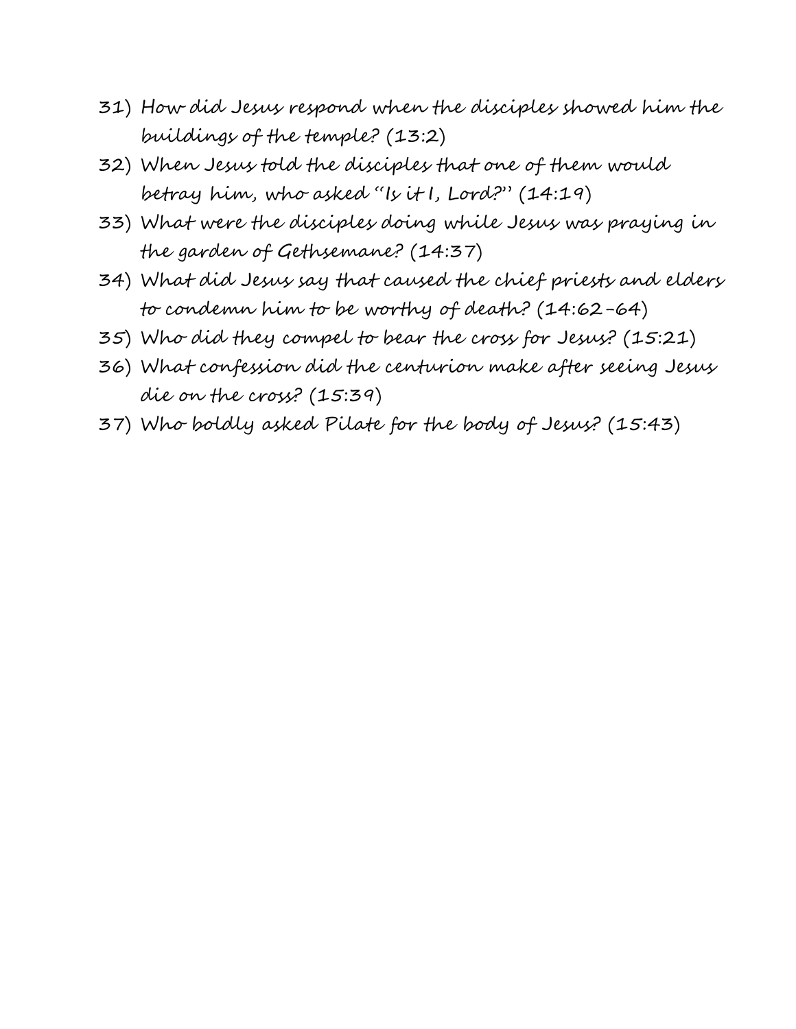31) How did Jesus respond when the disciples showed him the buildings of the temple? (13:2)
32) When Jesus told the disciples that one of them would betray him, who asked "Is it I, Lord?" (14:19)
33) What were the disciples doing while Jesus was praying in the garden of Gethsemane? (14:37)
34) What did Jesus say that caused the chief priests and elders to condemn him to be worthy of death? (14:62-64)
35) Who did they compel to bear the cross for Jesus? (15:21)
36) What confession did the centurion make after seeing Jesus die on the cross? (15:39)
37) Who boldly asked Pilate for the body of Jesus? (15:43)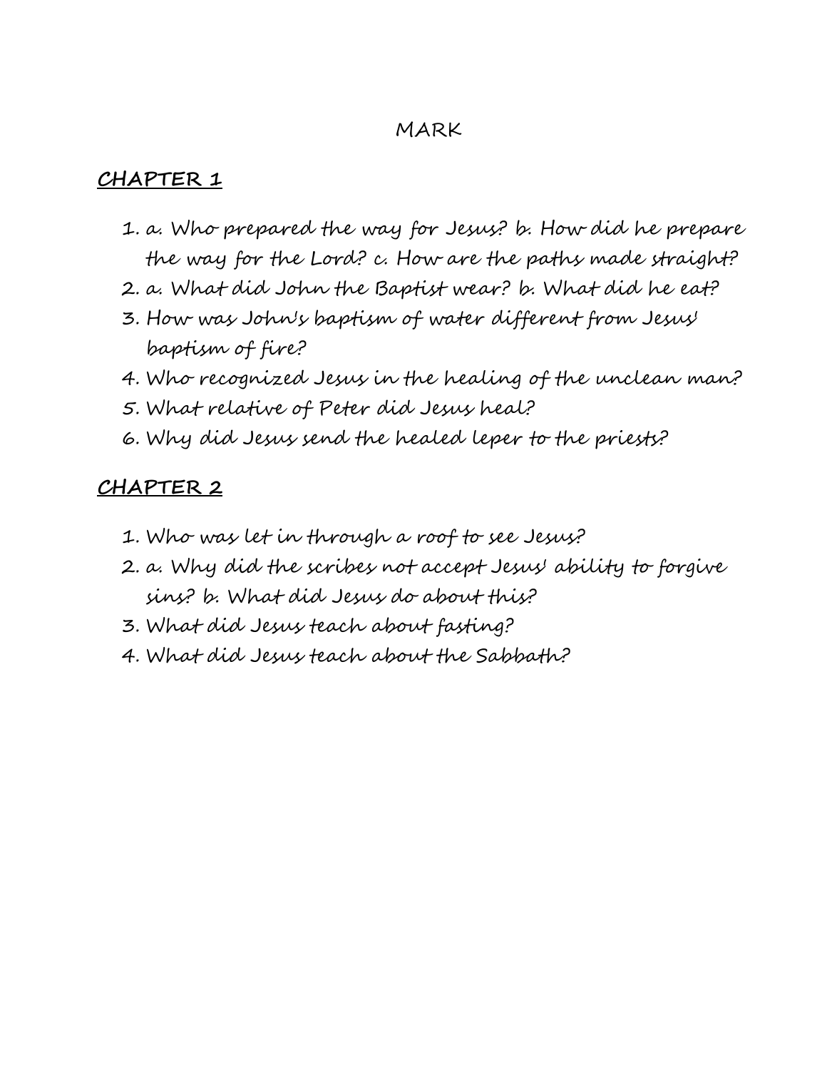# MARK

## CHAPTER 1

1. a. Who prepared the way for Jesus? b. How did he prepare the way for the Lord? c. How are the paths made straight?
2. a. What did John the Baptist wear? b. What did he eat?
3. How was John's baptism of water different from Jesus' baptism of fire?
4. Who recognized Jesus in the healing of the unclean man?
5. What relative of Peter did Jesus heal?
6. Why did Jesus send the healed leper to the priests?

## CHAPTER 2

1. Who was let in through a roof to see Jesus?
2. a. Why did the scribes not accept Jesus' ability to forgive sins? b. What did Jesus do about this?
3. What did Jesus teach about fasting?
4. What did Jesus teach about the Sabbath?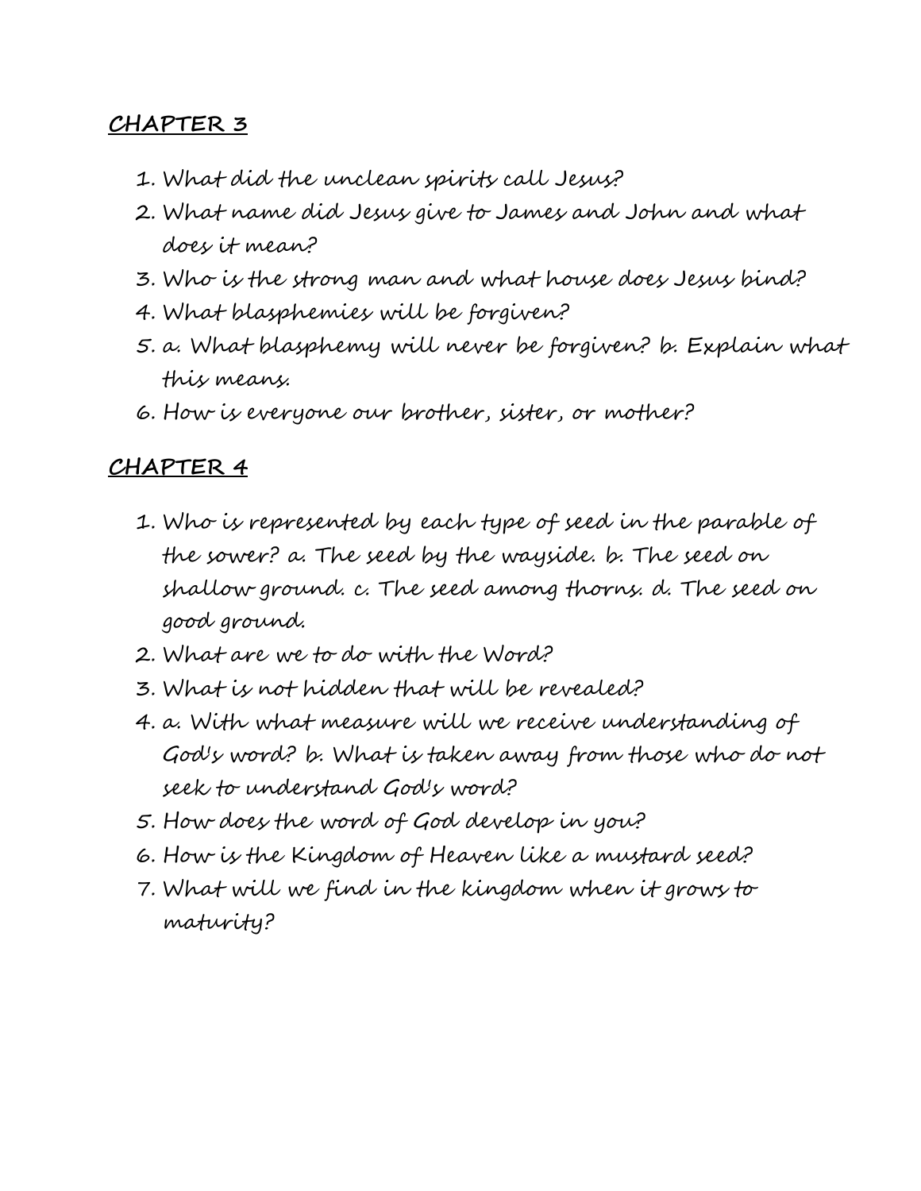## CHAPTER 3

1. What did the unclean spirits call Jesus?
2. What name did Jesus give to James and John and what does it mean?
3. Who is the strong man and what house does Jesus bind?
4. What blasphemies will be forgiven?
5. a. What blasphemy will never be forgiven? b. Explain what this means.
6. How is everyone our brother, sister, or mother?

## CHAPTER 4

1. Who is represented by each type of seed in the parable of the sower? a. The seed by the wayside. b. The seed on shallow ground. c. The seed among thorns. d. The seed on good ground.
2. What are we to do with the Word?
3. What is not hidden that will be revealed?
4. a. With what measure will we receive understanding of God's word? b. What is taken away from those who do not seek to understand God's word?
5. How does the word of God develop in you?
6. How is the Kingdom of Heaven like a mustard seed?
7. What will we find in the kingdom when it grows to maturity?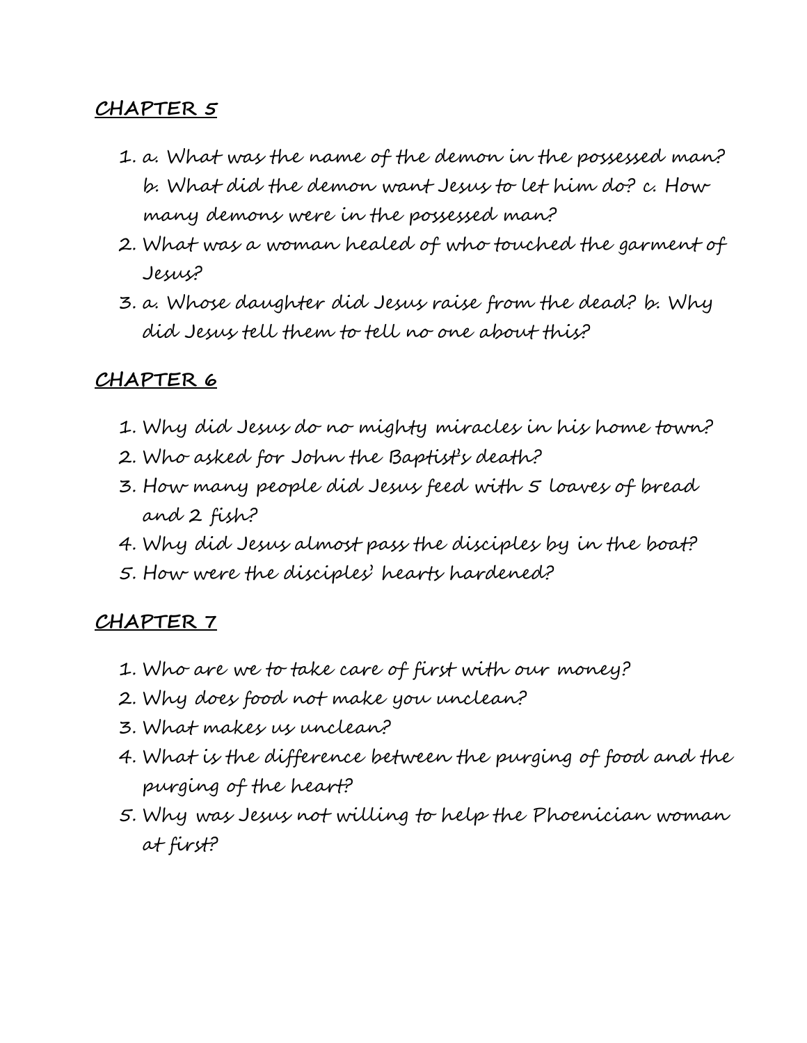## CHAPTER 5

1. a. What was the name of the demon in the possessed man? b. What did the demon want Jesus to let him do? c. How many demons were in the possessed man?
2. What was a woman healed of who touched the garment of Jesus?
3. a. Whose daughter did Jesus raise from the dead? b. Why did Jesus tell them to tell no one about this?

## CHAPTER 6

1. Why did Jesus do no mighty miracles in his home town?
2. Who asked for John the Baptist's death?
3. How many people did Jesus feed with 5 loaves of bread and 2 fish?
4. Why did Jesus almost pass the disciples by in the boat?
5. How were the disciples' hearts hardened?

## CHAPTER 7

1. Who are we to take care of first with our money?
2. Why does food not make you unclean?
3. What makes us unclean?
4. What is the difference between the purging of food and the purging of the heart?
5. Why was Jesus not willing to help the Phoenician woman at first?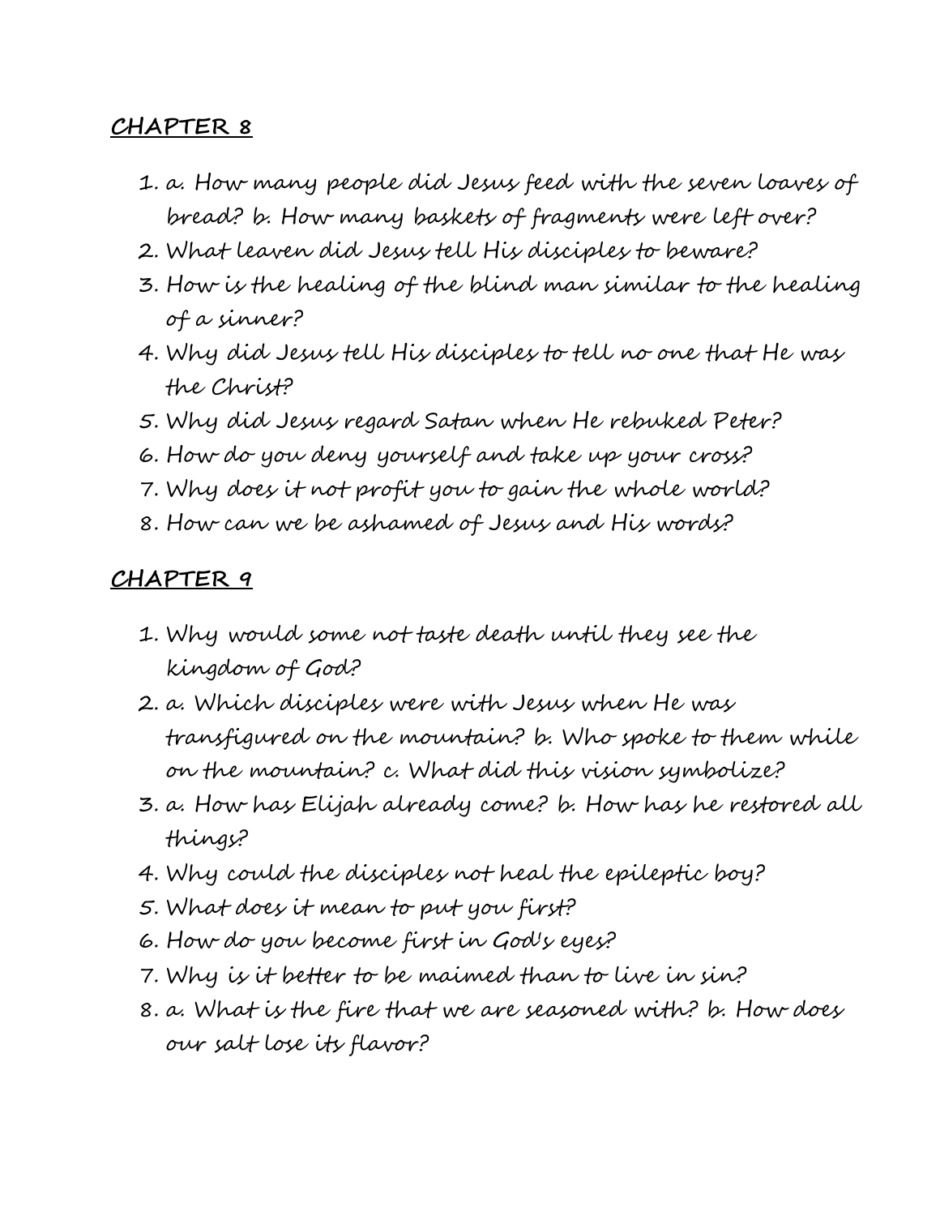## CHAPTER 8

1. a. How many people did Jesus feed with the seven loaves of bread? b. How many baskets of fragments were left over?
2. What leaven did Jesus tell His disciples to beware?
3. How is the healing of the blind man similar to the healing of a sinner?
4. Why did Jesus tell His disciples to tell no one that He was the Christ?
5. Why did Jesus regard Satan when He rebuked Peter?
6. How do you deny yourself and take up your cross?
7. Why does it not profit you to gain the whole world?
8. How can we be ashamed of Jesus and His words?

## CHAPTER 9

1. Why would some not taste death until they see the kingdom of God?
2. a. Which disciples were with Jesus when He was transfigured on the mountain? b. Who spoke to them while on the mountain? c. What did this vision symbolize?
3. a. How has Elijah already come? b. How has he restored all things?
4. Why could the disciples not heal the epileptic boy?
5. What does it mean to put you first?
6. How do you become first in God's eyes?
7. Why is it better to be maimed than to live in sin?
8. a. What is the fire that we are seasoned with? b. How does our salt lose its flavor?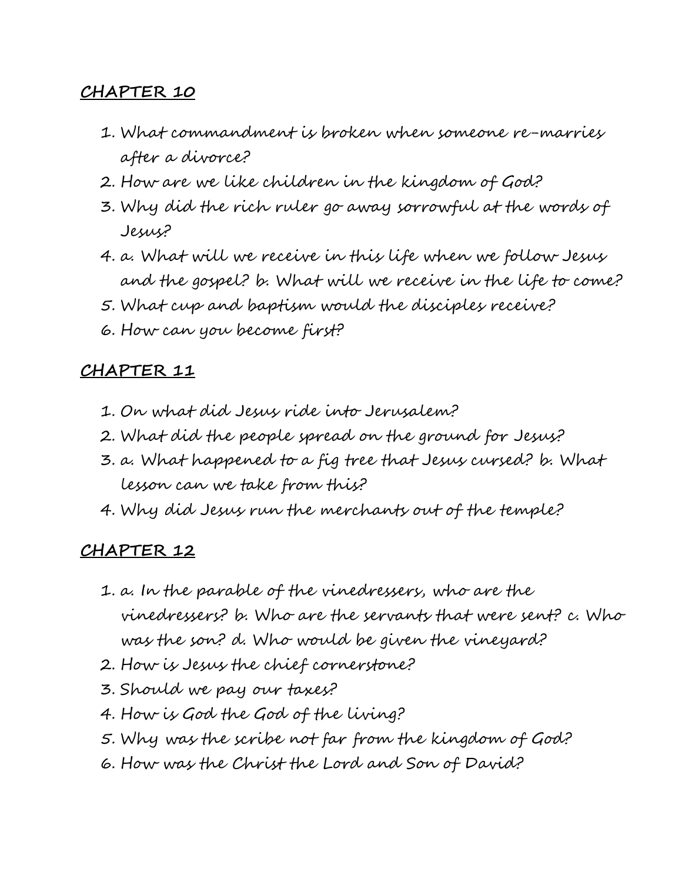## CHAPTER 10

1. What commandment is broken when someone re-marries after a divorce?
2. How are we like children in the kingdom of God?
3. Why did the rich ruler go away sorrowful at the words of Jesus?
4. a. What will we receive in this life when we follow Jesus and the gospel? b. What will we receive in the life to come?
5. What cup and baptism would the disciples receive?
6. How can you become first?

## CHAPTER 11

1. On what did Jesus ride into Jerusalem?
2. What did the people spread on the ground for Jesus?
3. a. What happened to a fig tree that Jesus cursed? b. What lesson can we take from this?
4. Why did Jesus run the merchants out of the temple?

## CHAPTER 12

1. a. In the parable of the vinedressers, who are the vinedressers? b. Who are the servants that were sent? c. Who was the son? d. Who would be given the vineyard?
2. How is Jesus the chief cornerstone?
3. Should we pay our taxes?
4. How is God the God of the living?
5. Why was the scribe not far from the kingdom of God?
6. How was the Christ the Lord and Son of David?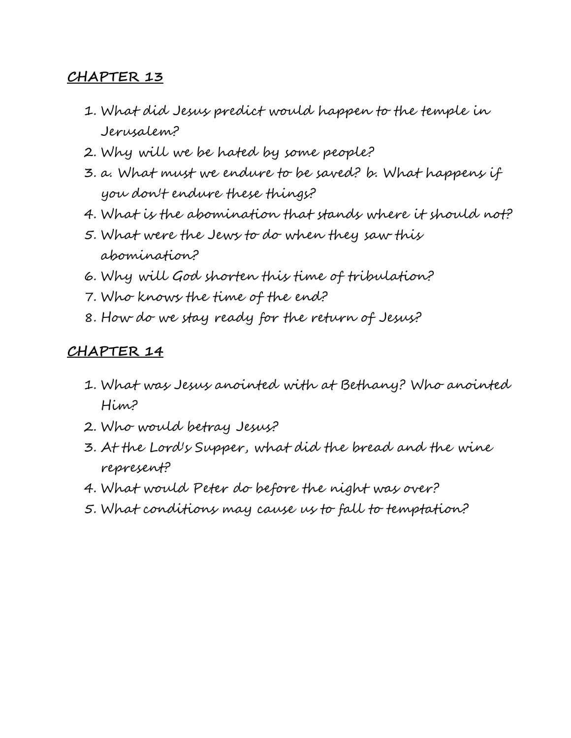## CHAPTER 13

1. What did Jesus predict would happen to the temple in Jerusalem?
2. Why will we be hated by some people?
3. a. What must we endure to be saved? b. What happens if you don't endure these things?
4. What is the abomination that stands where it should not?
5. What were the Jews to do when they saw this abomination?
6. Why will God shorten this time of tribulation?
7. Who knows the time of the end?
8. How do we stay ready for the return of Jesus?

## CHAPTER 14

1. What was Jesus anointed with at Bethany? Who anointed Him?
2. Who would betray Jesus?
3. At the Lord's Supper, what did the bread and the wine represent?
4. What would Peter do before the night was over?
5. What conditions may cause us to fall to temptation?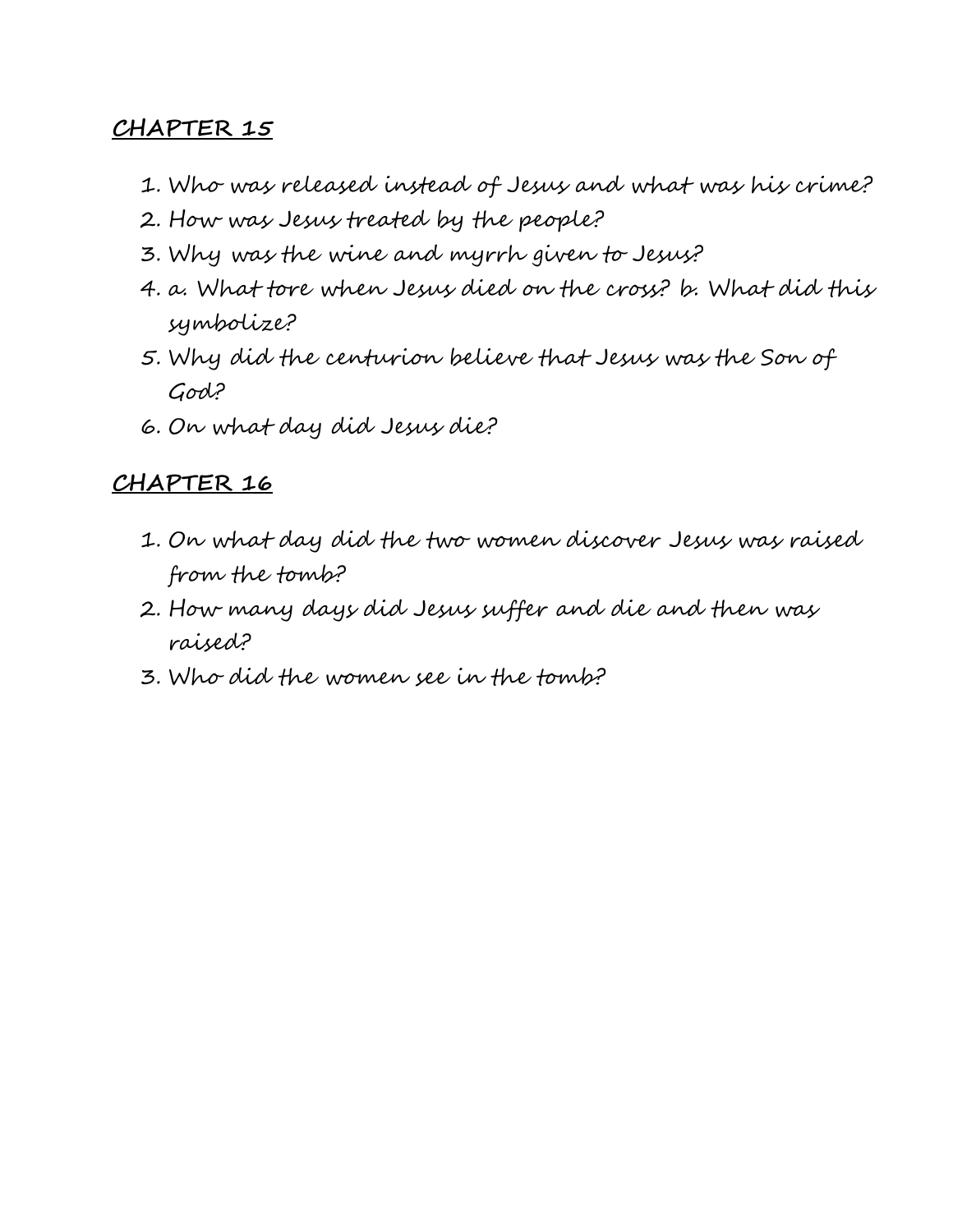## CHAPTER 15

1. Who was released instead of Jesus and what was his crime?
2. How was Jesus treated by the people?
3. Why was the wine and myrrh given to Jesus?
4. a. What tore when Jesus died on the cross? b. What did this symbolize?
5. Why did the centurion believe that Jesus was the Son of God?
6. On what day did Jesus die?

## CHAPTER 16

1. On what day did the two women discover Jesus was raised from the tomb?
2. How many days did Jesus suffer and die and then was raised?
3. Who did the women see in the tomb?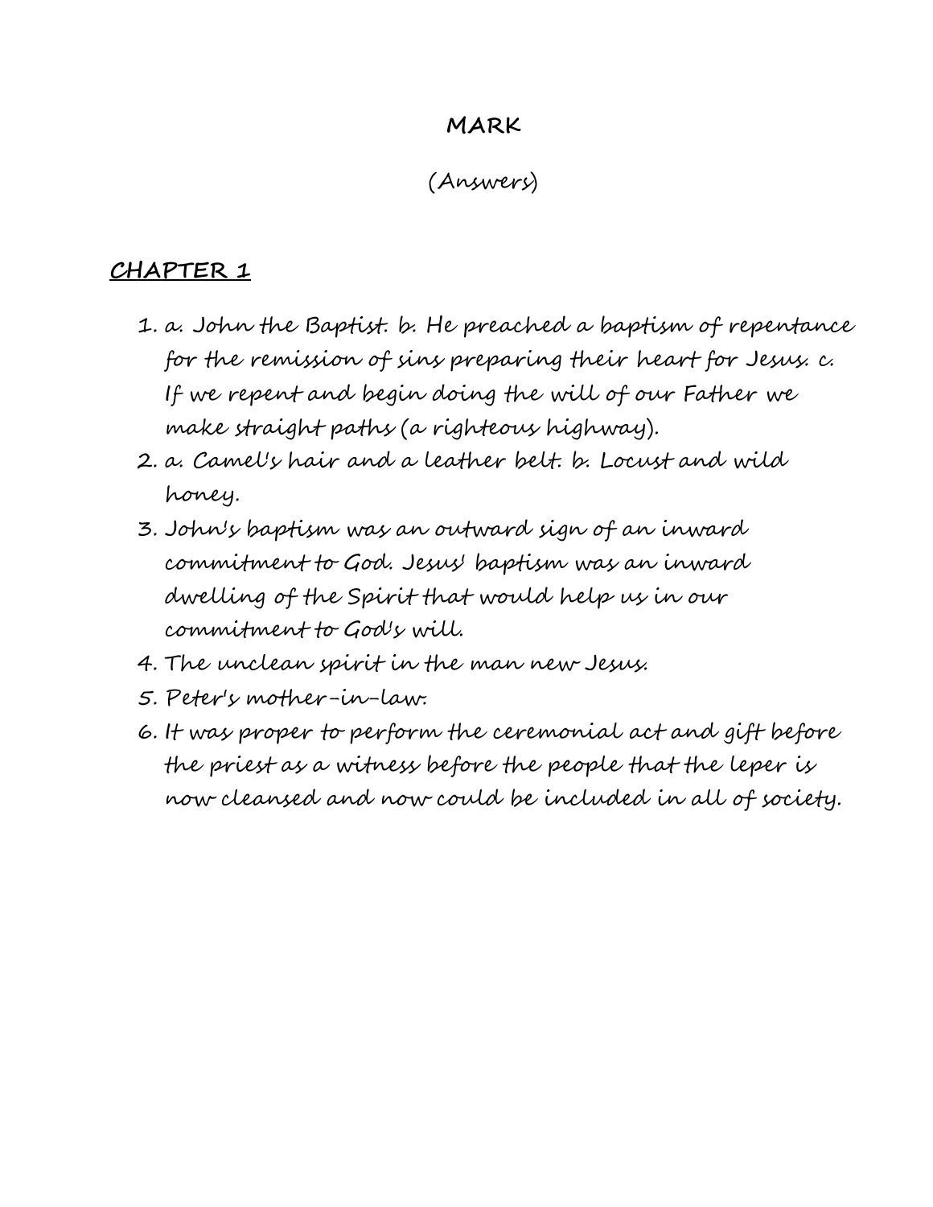# MARK

(Answers)

## CHAPTER 1

1. a. John the Baptist. b. He preached a baptism of repentance for the remission of sins preparing their heart for Jesus. c. If we repent and begin doing the will of our Father we make straight paths (a righteous highway).
2. a. Camel's hair and a leather belt. b. Locust and wild honey.
3. John's baptism was an outward sign of an inward commitment to God. Jesus' baptism was an inward dwelling of the Spirit that would help us in our commitment to God's will.
4. The unclean spirit in the man new Jesus.
5. Peter's mother-in-law.
6. It was proper to perform the ceremonial act and gift before the priest as a witness before the people that the leper is now cleansed and now could be included in all of society.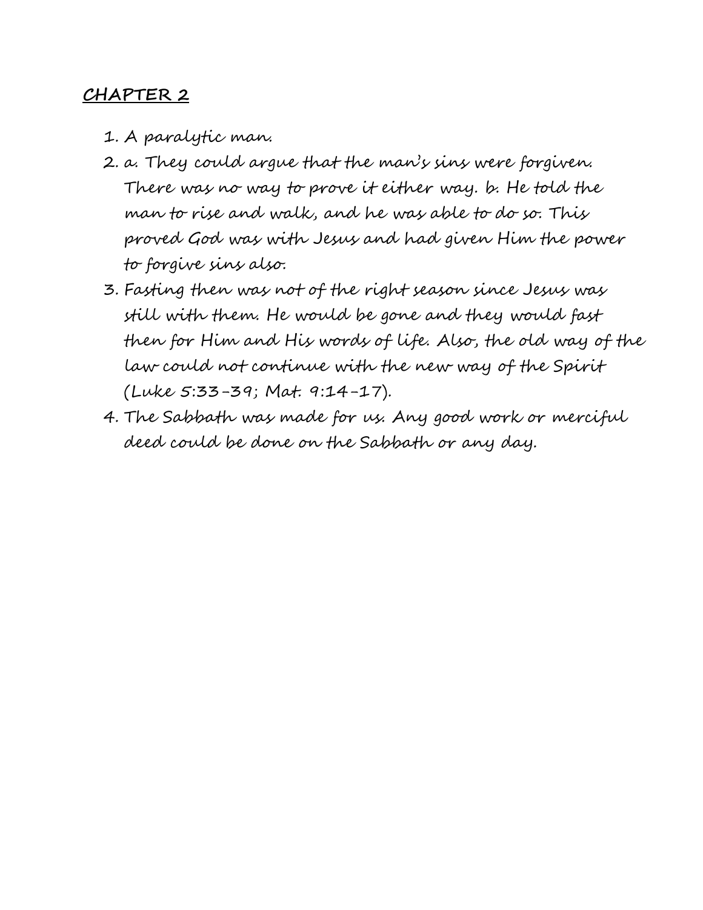## CHAPTER 2

1. A paralytic man.
2. a. They could argue that the man's sins were forgiven. There was no way to prove it either way. b. He told the man to rise and walk, and he was able to do so. This proved God was with Jesus and had given Him the power to forgive sins also.
3. Fasting then was not of the right season since Jesus was still with them. He would be gone and they would fast then for Him and His words of life. Also, the old way of the law could not continue with the new way of the Spirit (Luke 5:33-39; Mat. 9:14-17).
4. The Sabbath was made for us. Any good work or merciful deed could be done on the Sabbath or any day.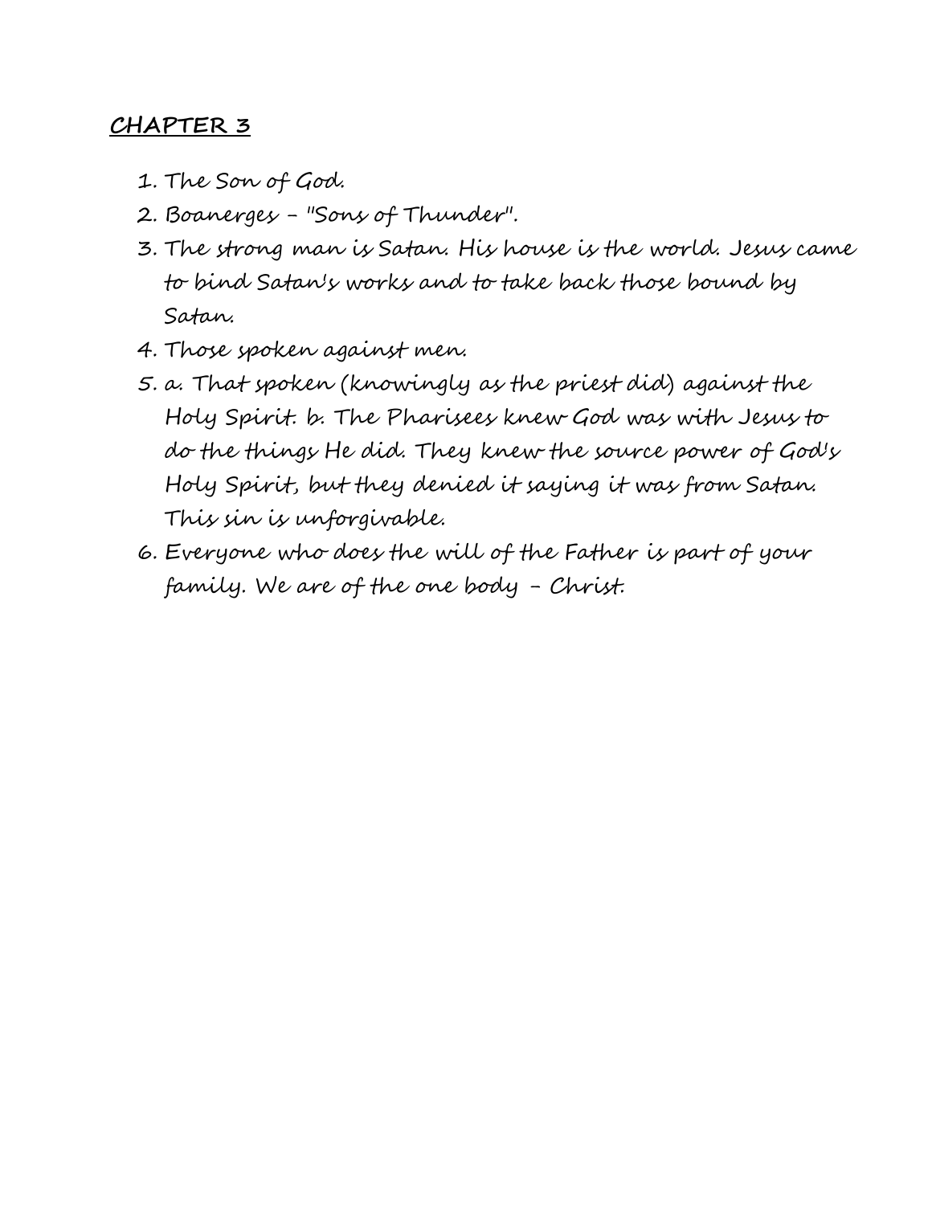## **CHAPTER 3**

1. The Son of God.
2. Boanerges – "Sons of Thunder".
3. The strong man is Satan. His house is the world. Jesus came to bind Satan's works and to take back those bound by Satan.
4. Those spoken against men.
5. a. That spoken (knowingly as the priest did) against the Holy Spirit. b. The Pharisees knew God was with Jesus to do the things He did. They knew the source power of God's Holy Spirit, but they denied it saying it was from Satan. This sin is unforgivable.
6. Everyone who does the will of the Father is part of your family. We are of the one body – Christ.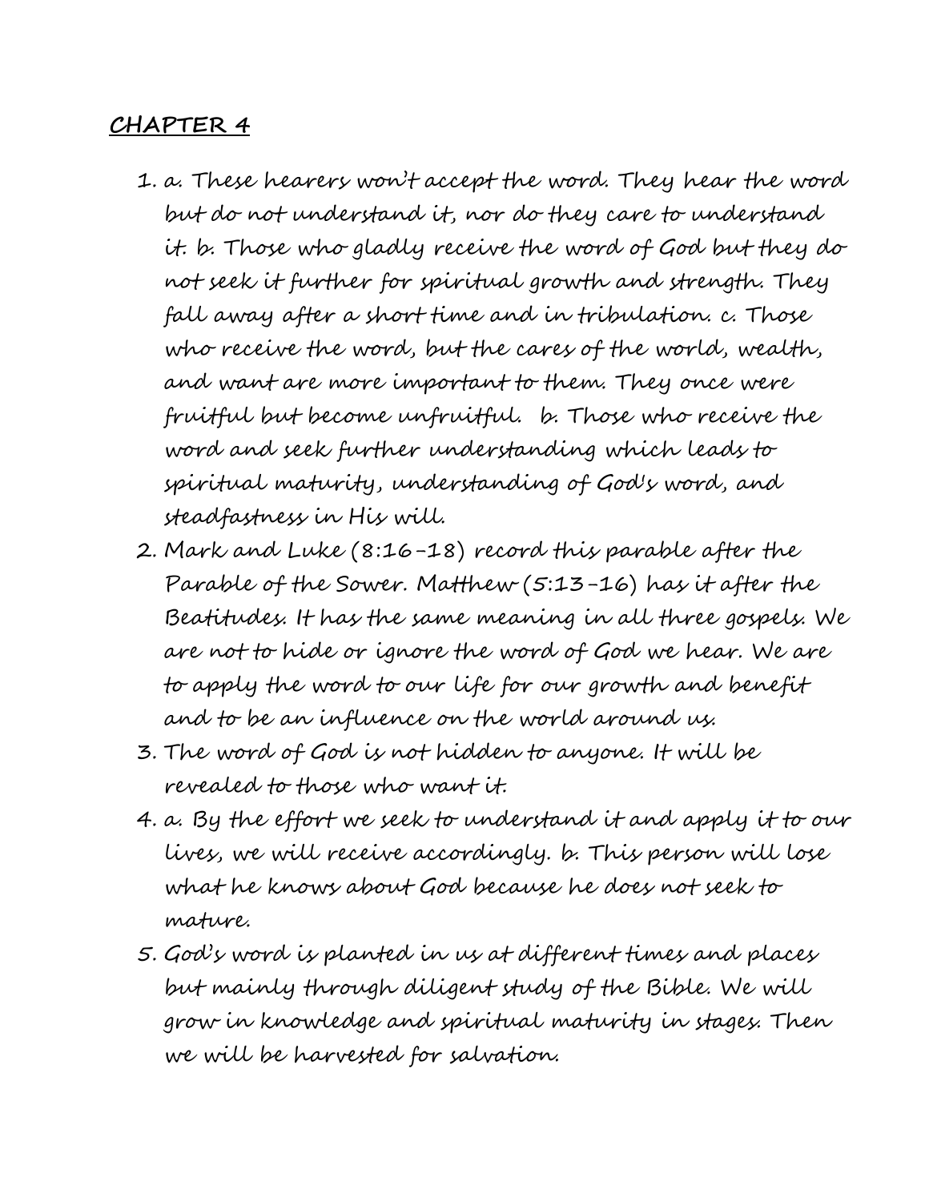**CHAPTER 4**

1. a. These hearers won't accept the word. They hear the word but do not understand it, nor do they care to understand it. b. Those who gladly receive the word of God but they do not seek it further for spiritual growth and strength. They fall away after a short time and in tribulation. c. Those who receive the word, but the cares of the world, wealth, and want are more important to them. They once were fruitful but become unfruitful. b. Those who receive the word and seek further understanding which leads to spiritual maturity, understanding of God's word, and steadfastness in His will.
2. Mark and Luke (8:16-18) record this parable after the Parable of the Sower. Matthew (5:13-16) has it after the Beatitudes. It has the same meaning in all three gospels. We are not to hide or ignore the word of God we hear. We are to apply the word to our life for our growth and benefit and to be an influence on the world around us.
3. The word of God is not hidden to anyone. It will be revealed to those who want it.
4. a. By the effort we seek to understand it and apply it to our lives, we will receive accordingly. b. This person will lose what he knows about God because he does not seek to mature.
5. God's word is planted in us at different times and places but mainly through diligent study of the Bible. We will grow in knowledge and spiritual maturity in stages. Then we will be harvested for salvation.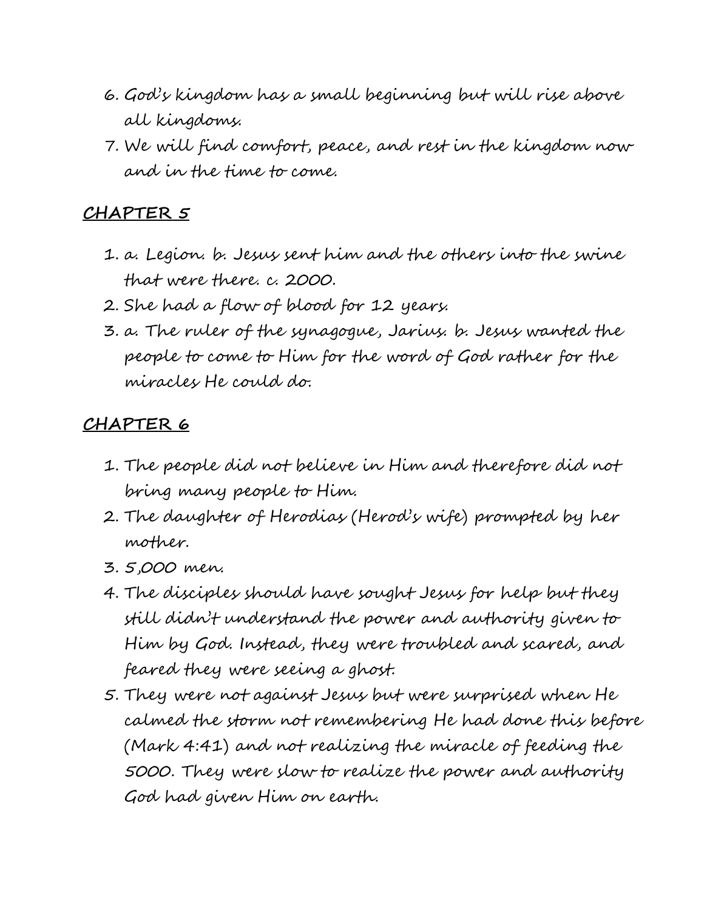6. God's kingdom has a small beginning but will rise above all kingdoms.
7. We will find comfort, peace, and rest in the kingdom now and in the time to come.

## CHAPTER 5

1. a. Legion. b. Jesus sent him and the others into the swine that were there. c. 2000.
2. She had a flow of blood for 12 years.
3. a. The ruler of the synagogue, Jarius. b. Jesus wanted the people to come to Him for the word of God rather for the miracles He could do.

## CHAPTER 6

1. The people did not believe in Him and therefore did not bring many people to Him.
2. The daughter of Herodias (Herod's wife) prompted by her mother.
3. 5,000 men.
4. The disciples should have sought Jesus for help but they still didn't understand the power and authority given to Him by God. Instead, they were troubled and scared, and feared they were seeing a ghost.
5. They were not against Jesus but were surprised when He calmed the storm not remembering He had done this before (Mark 4:41) and not realizing the miracle of feeding the 5000. They were slow to realize the power and authority God had given Him on earth.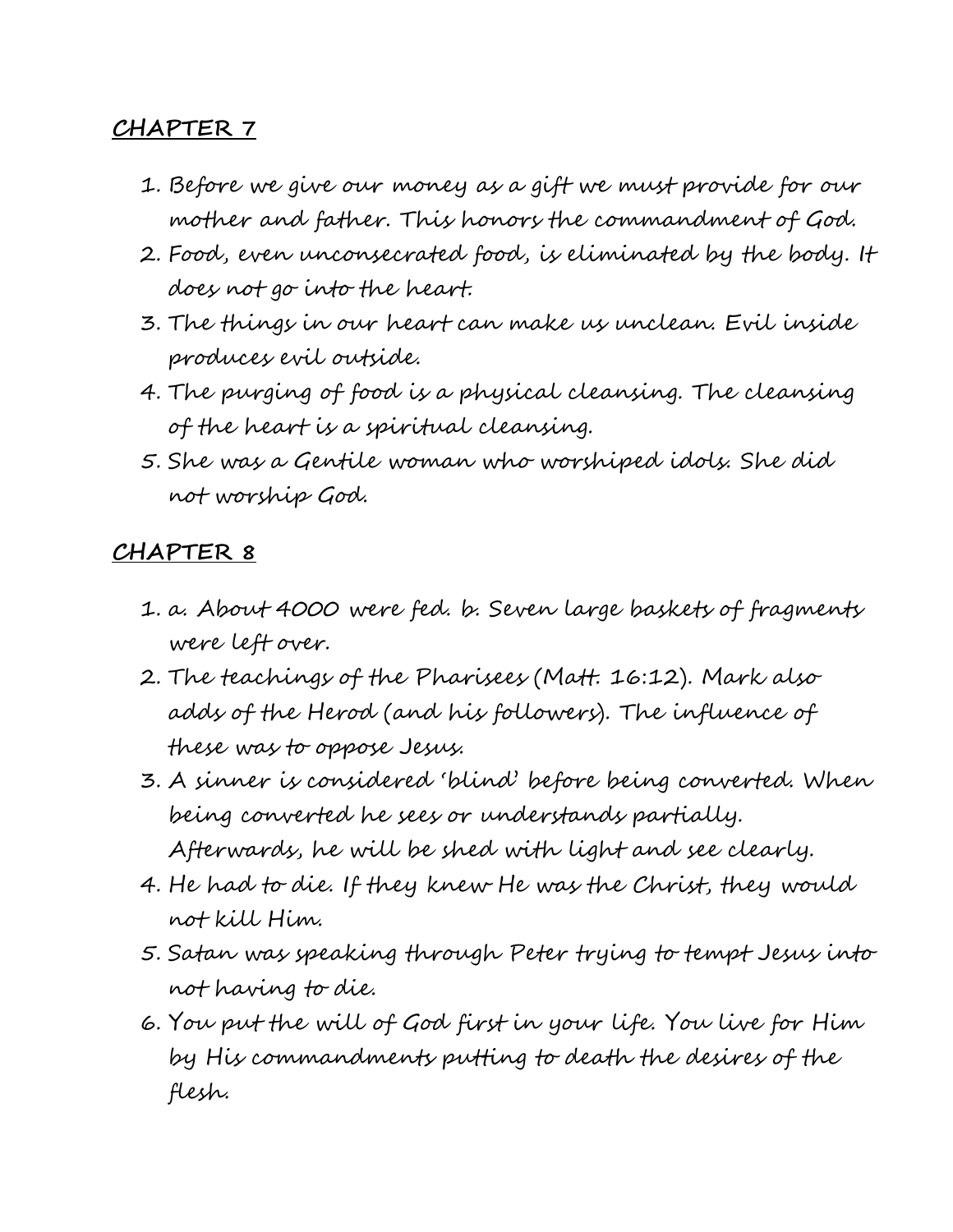## CHAPTER 7

1. Before we give our money as a gift we must provide for our mother and father. This honors the commandment of God.
2. Food, even unconsecrated food, is eliminated by the body. It does not go into the heart.
3. The things in our heart can make us unclean. Evil inside produces evil outside.
4. The purging of food is a physical cleansing. The cleansing of the heart is a spiritual cleansing.
5. She was a Gentile woman who worshiped idols. She did not worship God.

## CHAPTER 8

1. a. About 4000 were fed. b. Seven large baskets of fragments were left over.
2. The teachings of the Pharisees (Matt. 16:12). Mark also adds of the Herod (and his followers). The influence of these was to oppose Jesus.
3. A sinner is considered 'blind' before being converted. When being converted he sees or understands partially. Afterwards, he will be shed with light and see clearly.
4. He had to die. If they knew He was the Christ, they would not kill Him.
5. Satan was speaking through Peter trying to tempt Jesus into not having to die.
6. You put the will of God first in your life. You live for Him by His commandments putting to death the desires of the flesh.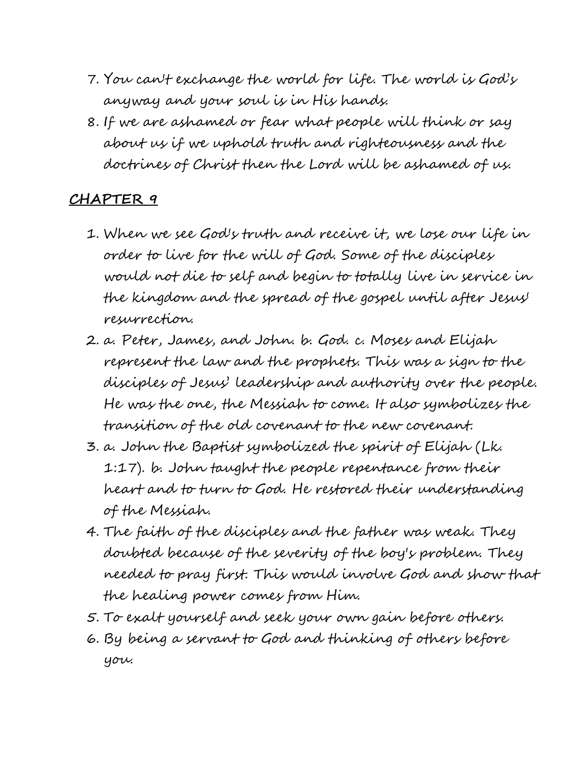7. You can't exchange the world for life. The world is God's anyway and your soul is in His hands.
8. If we are ashamed or fear what people will think or say about us if we uphold truth and righteousness and the doctrines of Christ then the Lord will be ashamed of us.

## CHAPTER 9

1. When we see God's truth and receive it, we lose our life in order to live for the will of God. Some of the disciples would not die to self and begin to totally live in service in the kingdom and the spread of the gospel until after Jesus' resurrection.
2. a. Peter, James, and John. b. God. c. Moses and Elijah represent the law and the prophets. This was a sign to the disciples of Jesus' leadership and authority over the people. He was the one, the Messiah to come. It also symbolizes the transition of the old covenant to the new covenant.
3. a. John the Baptist symbolized the spirit of Elijah (Lk. 1:17). b. John taught the people repentance from their heart and to turn to God. He restored their understanding of the Messiah.
4. The faith of the disciples and the father was weak. They doubted because of the severity of the boy's problem. They needed to pray first. This would involve God and show that the healing power comes from Him.
5. To exalt yourself and seek your own gain before others.
6. By being a servant to God and thinking of others before you.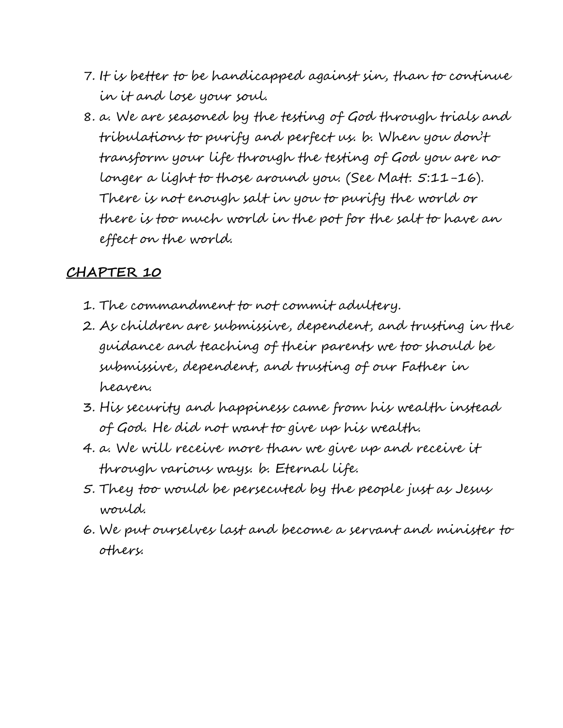7. It is better to be handicapped against sin, than to continue in it and lose your soul.
8. a. We are seasoned by the testing of God through trials and tribulations to purify and perfect us. b. When you don't transform your life through the testing of God you are no longer a light to those around you. (See Matt. 5:11-16). There is not enough salt in you to purify the world or there is too much world in the pot for the salt to have an effect on the world.

## CHAPTER 10

1. The commandment to not commit adultery.
2. As children are submissive, dependent, and trusting in the guidance and teaching of their parents we too should be submissive, dependent, and trusting of our Father in heaven.
3. His security and happiness came from his wealth instead of God. He did not want to give up his wealth.
4. a. We will receive more than we give up and receive it through various ways. b. Eternal life.
5. They too would be persecuted by the people just as Jesus would.
6. We put ourselves last and become a servant and minister to others.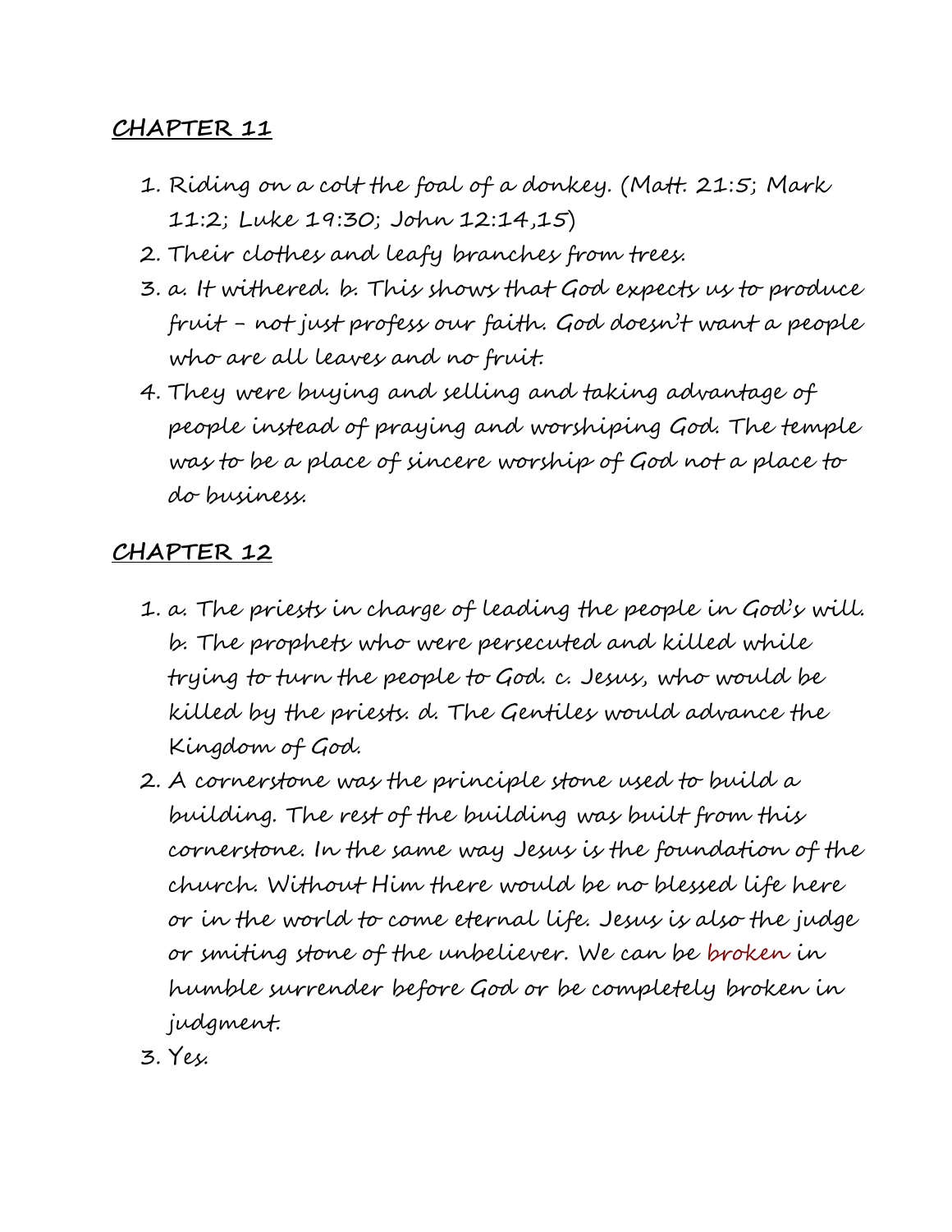## CHAPTER 11

1. Riding on a colt the foal of a donkey. (Matt. 21:5; Mark 11:2; Luke 19:30; John 12:14,15)
2. Their clothes and leafy branches from trees.
3. a. It withered. b. This shows that God expects us to produce fruit – not just profess our faith. God doesn't want a people who are all leaves and no fruit.
4. They were buying and selling and taking advantage of people instead of praying and worshiping God. The temple was to be a place of sincere worship of God not a place to do business.

## CHAPTER 12

1. a. The priests in charge of leading the people in God's will. b. The prophets who were persecuted and killed while trying to turn the people to God. c. Jesus, who would be killed by the priests. d. The Gentiles would advance the Kingdom of God.
2. A cornerstone was the principle stone used to build a building. The rest of the building was built from this cornerstone. In the same way Jesus is the foundation of the church. Without Him there would be no blessed life here or in the world to come eternal life. Jesus is also the judge or smiting stone of the unbeliever. We can be broken in humble surrender before God or be completely broken in judgment.
3. Yes.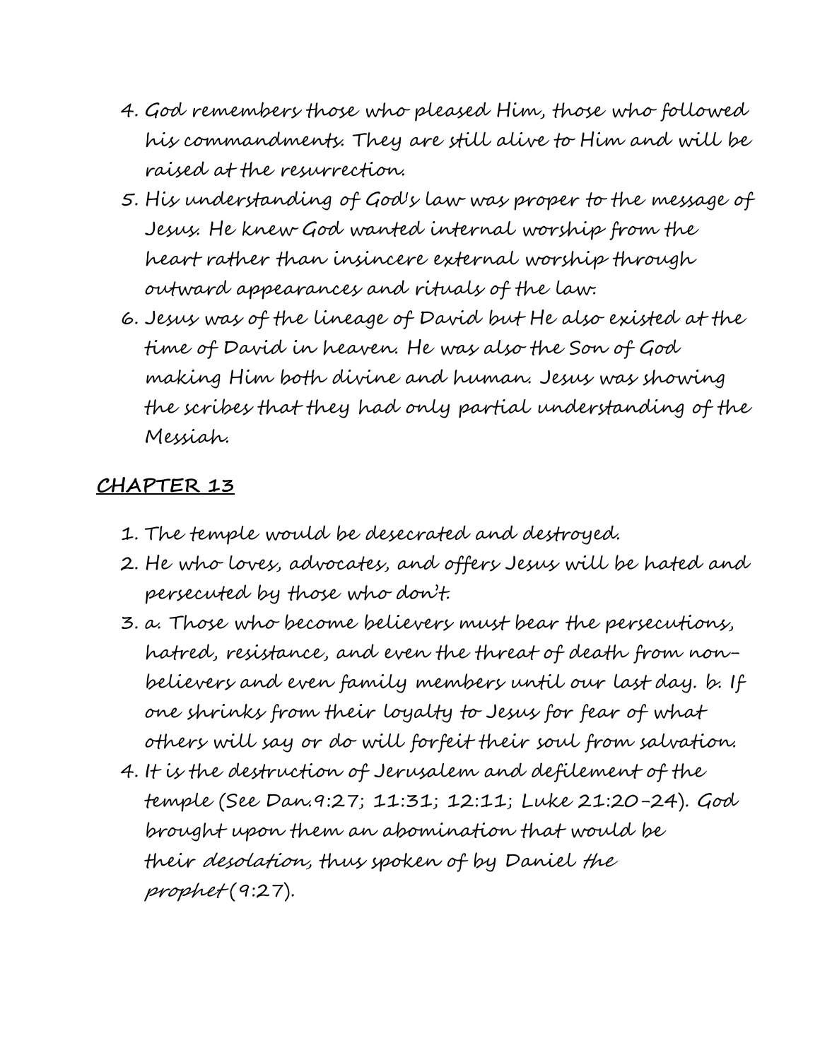4. God remembers those who pleased Him, those who followed his commandments. They are still alive to Him and will be raised at the resurrection.
5. His understanding of God's law was proper to the message of Jesus. He knew God wanted internal worship from the heart rather than insincere external worship through outward appearances and rituals of the law.
6. Jesus was of the lineage of David but He also existed at the time of David in heaven. He was also the Son of God making Him both divine and human. Jesus was showing the scribes that they had only partial understanding of the Messiah.

## CHAPTER 13

1. The temple would be desecrated and destroyed.
2. He who loves, advocates, and offers Jesus will be hated and persecuted by those who don't.
3. a. Those who become believers must bear the persecutions, hatred, resistance, and even the threat of death from non-believers and even family members until our last day. b. If one shrinks from their loyalty to Jesus for fear of what others will say or do will forfeit their soul from salvation.
4. It is the destruction of Jerusalem and defilement of the temple (See Dan.9:27; 11:31; 12:11; Luke 21:20-24). God brought upon them an abomination that would be their *desolation*, thus spoken of by Daniel *the prophet* (9:27).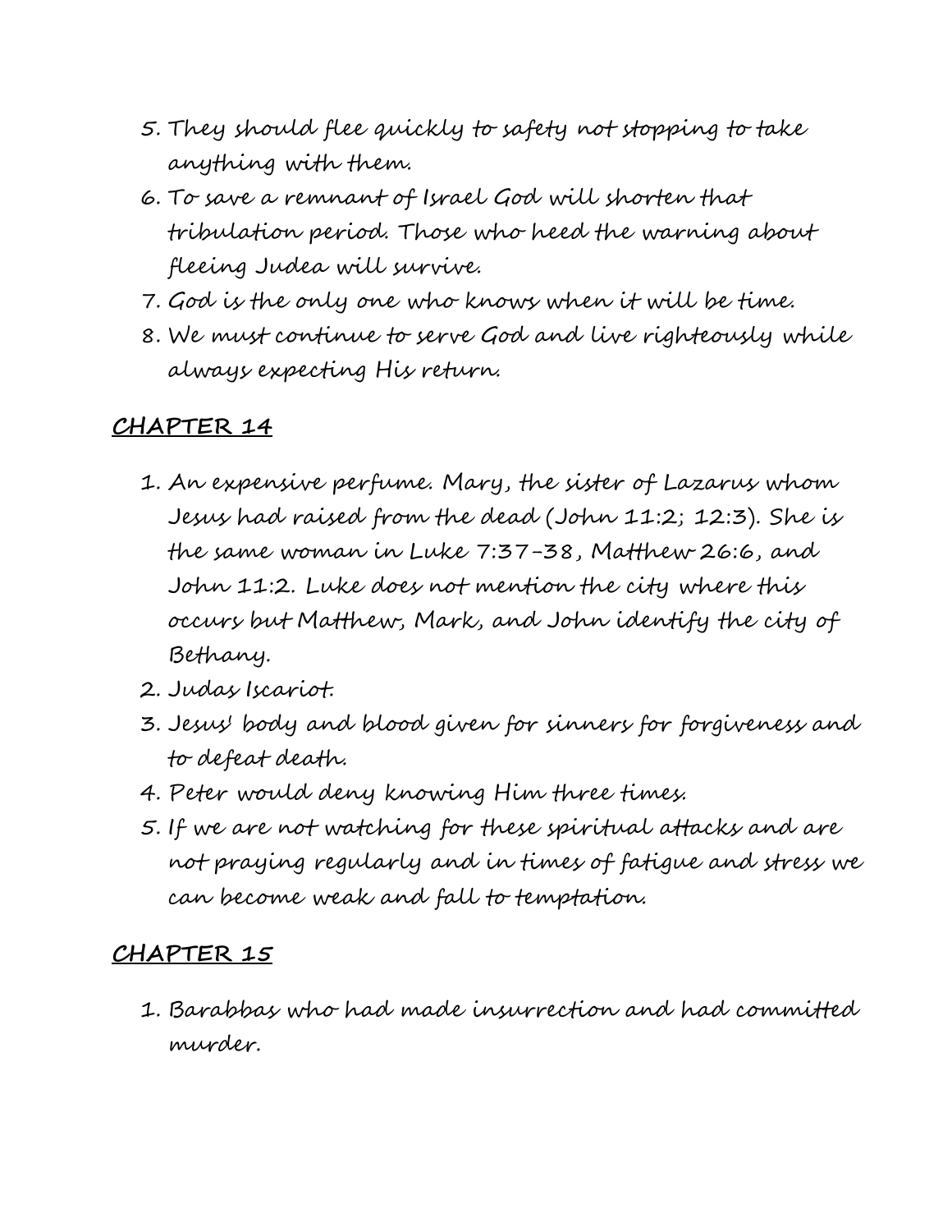5. They should flee quickly to safety not stopping to take anything with them.
6. To save a remnant of Israel God will shorten that tribulation period. Those who heed the warning about fleeing Judea will survive.
7. God is the only one who knows when it will be time.
8. We must continue to serve God and live righteously while always expecting His return.

## CHAPTER 14

1. An expensive perfume. Mary, the sister of Lazarus whom Jesus had raised from the dead (John 11:2; 12:3). She is the same woman in Luke 7:37-38, Matthew 26:6, and John 11:2. Luke does not mention the city where this occurs but Matthew, Mark, and John identify the city of Bethany.
2. Judas Iscariot.
3. Jesus' body and blood given for sinners for forgiveness and to defeat death.
4. Peter would deny knowing Him three times.
5. If we are not watching for these spiritual attacks and are not praying regularly and in times of fatigue and stress we can become weak and fall to temptation.

## CHAPTER 15

1. Barabbas who had made insurrection and had committed murder.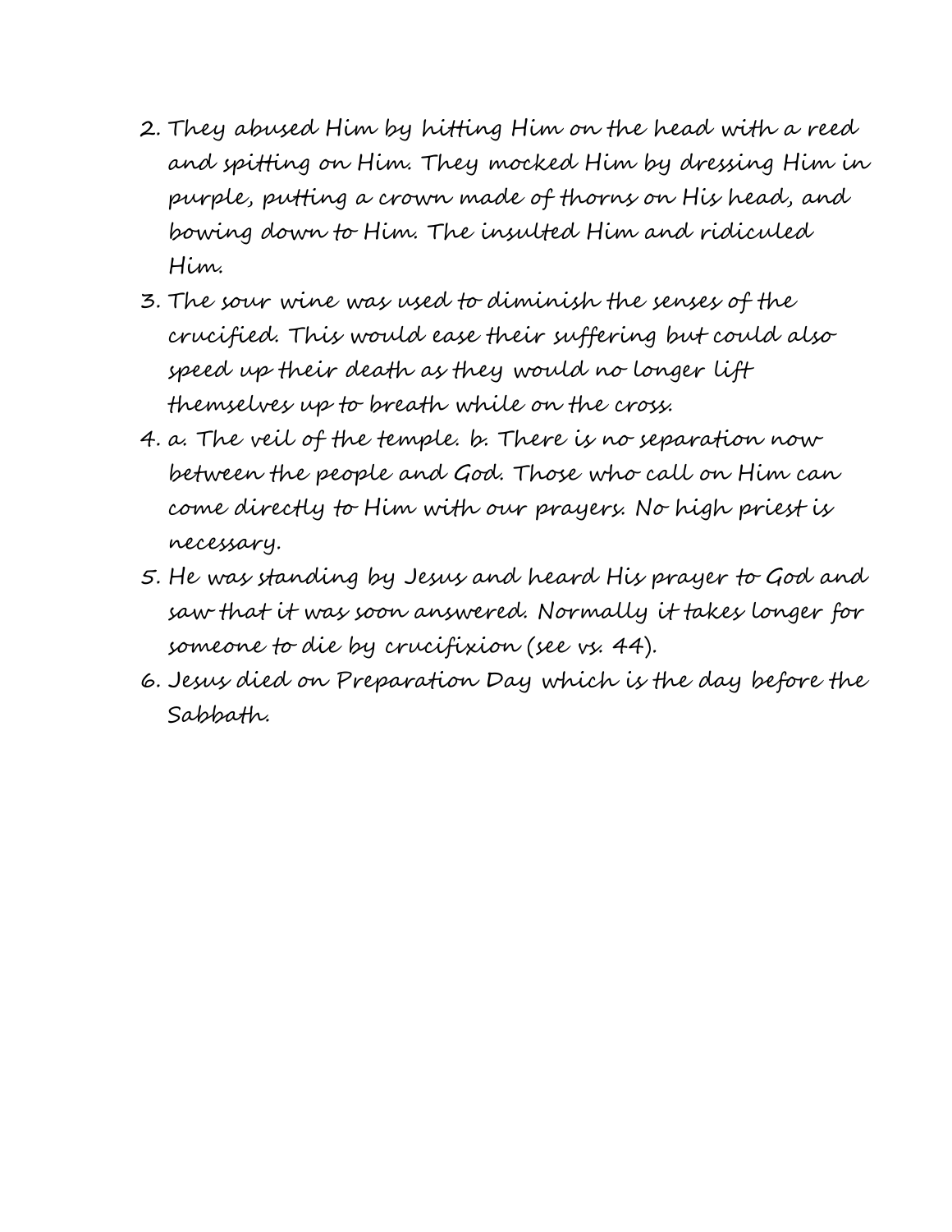2. They abused Him by hitting Him on the head with a reed and spitting on Him. They mocked Him by dressing Him in purple, putting a crown made of thorns on His head, and bowing down to Him. The insulted Him and ridiculed Him.
3. The sour wine was used to diminish the senses of the crucified. This would ease their suffering but could also speed up their death as they would no longer lift themselves up to breath while on the cross.
4. a. The veil of the temple. b. There is no separation now between the people and God. Those who call on Him can come directly to Him with our prayers. No high priest is necessary.
5. He was standing by Jesus and heard His prayer to God and saw that it was soon answered. Normally it takes longer for someone to die by crucifixion (see vs. 44).
6. Jesus died on Preparation Day which is the day before the Sabbath.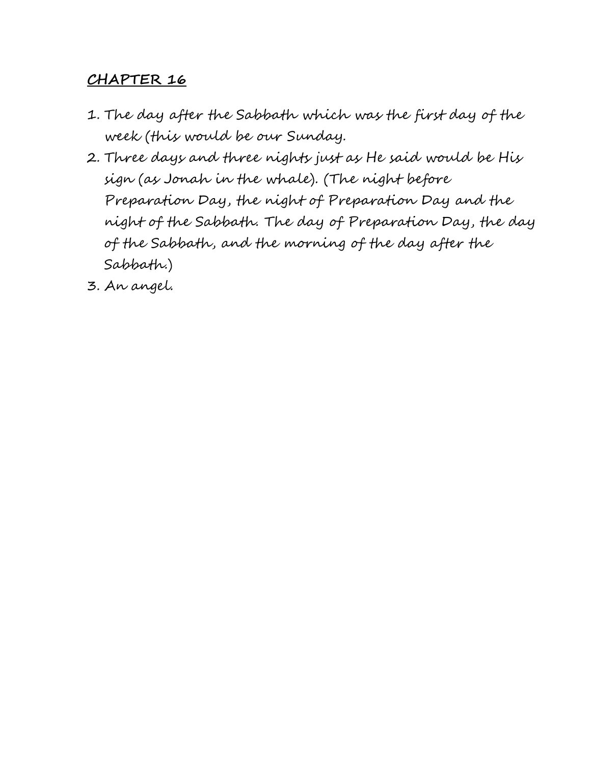## CHAPTER 16

1. The day after the Sabbath which was the first day of the week (this would be our Sunday.
2. Three days and three nights just as He said would be His sign (as Jonah in the whale). (The night before Preparation Day, the night of Preparation Day and the night of the Sabbath. The day of Preparation Day, the day of the Sabbath, and the morning of the day after the Sabbath.)
3. An angel.